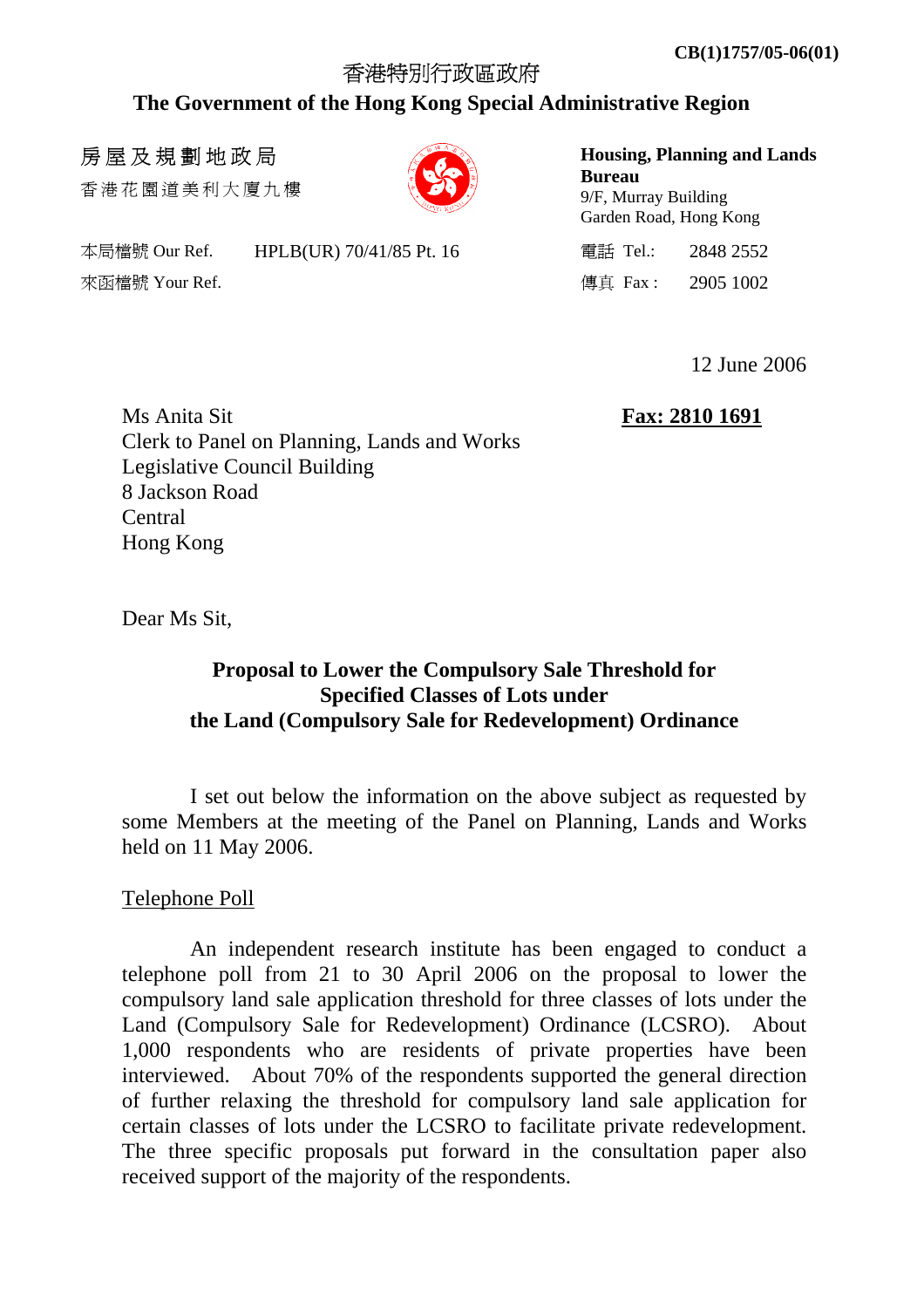CB(1)1757/05-06(01)

香港特別行政區政府

**The Government of the Hong Kong Special Administrative Region**

房屋及規劃地政局
香港花園道美利大廈九樓

**Housing, Planning and Lands Bureau**
9/F, Murray Building
Garden Road, Hong Kong

本局檔號 Our Ref. HPLB(UR) 70/41/85 Pt. 16
來函檔號 Your Ref.

電話 Tel.: 2848 2552
傳真 Fax : 2905 1002

12 June 2006

Ms Anita Sit
Clerk to Panel on Planning, Lands and Works
Legislative Council Building
8 Jackson Road
Central
Hong Kong

**Fax: 2810 1691**

Dear Ms Sit,

**Proposal to Lower the Compulsory Sale Threshold for Specified Classes of Lots under the Land (Compulsory Sale for Redevelopment) Ordinance**

I set out below the information on the above subject as requested by some Members at the meeting of the Panel on Planning, Lands and Works held on 11 May 2006.

Telephone Poll

An independent research institute has been engaged to conduct a telephone poll from 21 to 30 April 2006 on the proposal to lower the compulsory land sale application threshold for three classes of lots under the Land (Compulsory Sale for Redevelopment) Ordinance (LCSRO). About 1,000 respondents who are residents of private properties have been interviewed. About 70% of the respondents supported the general direction of further relaxing the threshold for compulsory land sale application for certain classes of lots under the LCSRO to facilitate private redevelopment. The three specific proposals put forward in the consultation paper also received support of the majority of the respondents.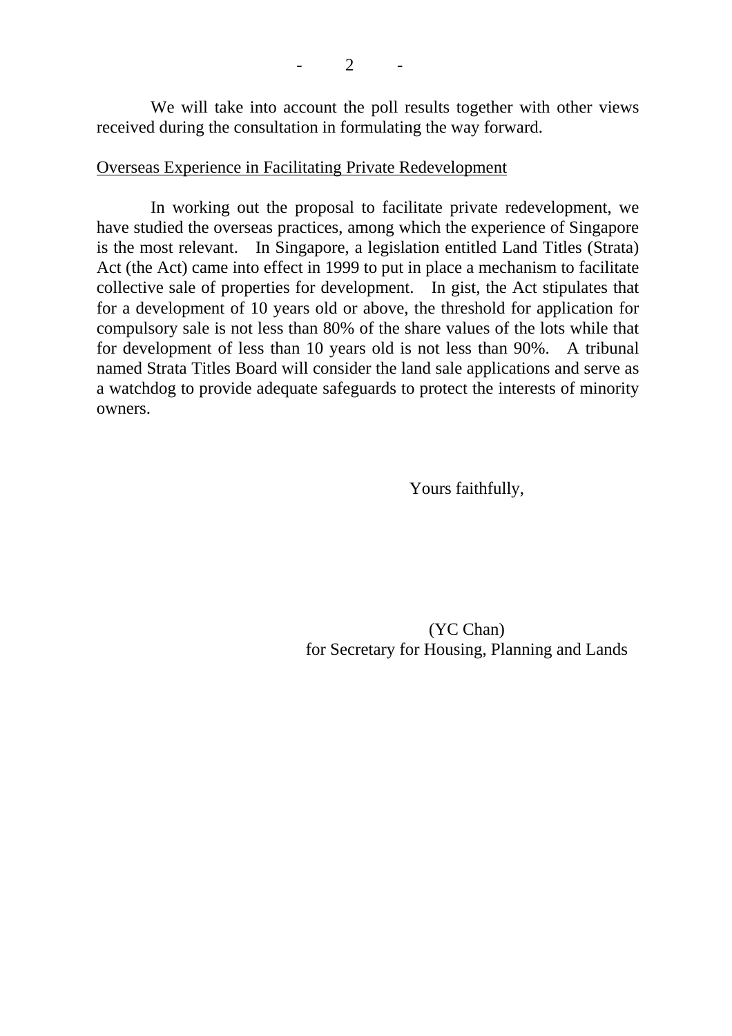We will take into account the poll results together with other views received during the consultation in formulating the way forward.

<u>Overseas Experience in Facilitating Private Redevelopment</u>

In working out the proposal to facilitate private redevelopment, we have studied the overseas practices, among which the experience of Singapore is the most relevant. In Singapore, a legislation entitled Land Titles (Strata) Act (the Act) came into effect in 1999 to put in place a mechanism to facilitate collective sale of properties for development. In gist, the Act stipulates that for a development of 10 years old or above, the threshold for application for compulsory sale is not less than 80% of the share values of the lots while that for development of less than 10 years old is not less than 90%. A tribunal named Strata Titles Board will consider the land sale applications and serve as a watchdog to provide adequate safeguards to protect the interests of minority owners.

Yours faithfully,

(YC Chan)
for Secretary for Housing, Planning and Lands